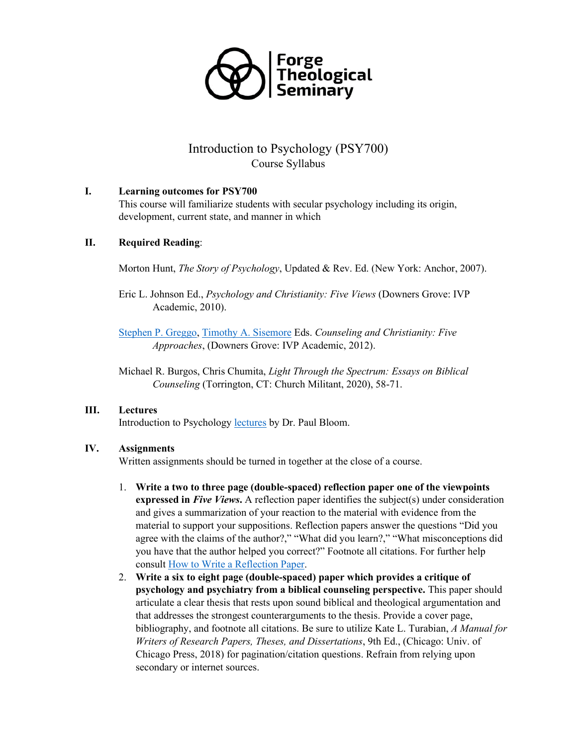**Forge Theological Seminary**

# Introduction to Psychology (PSY700)

Course Syllabus

## I. Learning outcomes for PSY700

This course will familiarize students with secular psychology including its origin, development, current state, and manner in which

## II. Required Reading:

Morton Hunt, *The Story of Psychology*, Updated & Rev. Ed. (New York: Anchor, 2007).

Eric L. Johnson Ed., *Psychology and Christianity: Five Views* (Downers Grove: IVP Academic, 2010).

Stephen P. Greggo, Timothy A. Sisemore Eds. *Counseling and Christianity: Five Approaches*, (Downers Grove: IVP Academic, 2012).

Michael R. Burgos, Chris Chumita, *Light Through the Spectrum: Essays on Biblical Counseling* (Torrington, CT: Church Militant, 2020), 58-71.

## III. Lectures

Introduction to Psychology lectures by Dr. Paul Bloom.

## IV. Assignments

Written assignments should be turned in together at the close of a course.

1. **Write a two to three page (double-spaced) reflection paper one of the viewpoints expressed in *Five Views*.** A reflection paper identifies the subject(s) under consideration and gives a summarization of your reaction to the material with evidence from the material to support your suppositions. Reflection papers answer the questions "Did you agree with the claims of the author?," "What did you learn?," "What misconceptions did you have that the author helped you correct?" Footnote all citations. For further help consult How to Write a Reflection Paper.
2. **Write a six to eight page (double-spaced) paper which provides a critique of psychology and psychiatry from a biblical counseling perspective.** This paper should articulate a clear thesis that rests upon sound biblical and theological argumentation and that addresses the strongest counterarguments to the thesis. Provide a cover page, bibliography, and footnote all citations. Be sure to utilize Kate L. Turabian, *A Manual for Writers of Research Papers, Theses, and Dissertations*, 9th Ed., (Chicago: Univ. of Chicago Press, 2018) for pagination/citation questions. Refrain from relying upon secondary or internet sources.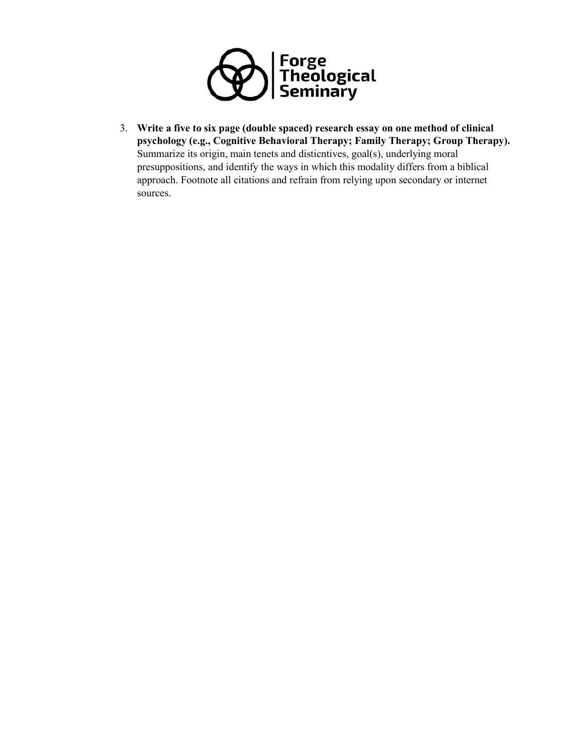3. **Write a five to six page (double spaced) research essay on one method of clinical psychology (e.g., Cognitive Behavioral Therapy; Family Therapy; Group Therapy).** Summarize its origin, main tenets and disticntives, goal(s), underlying moral presuppositions, and identify the ways in which this modality differs from a biblical approach. Footnote all citations and refrain from relying upon secondary or internet sources.